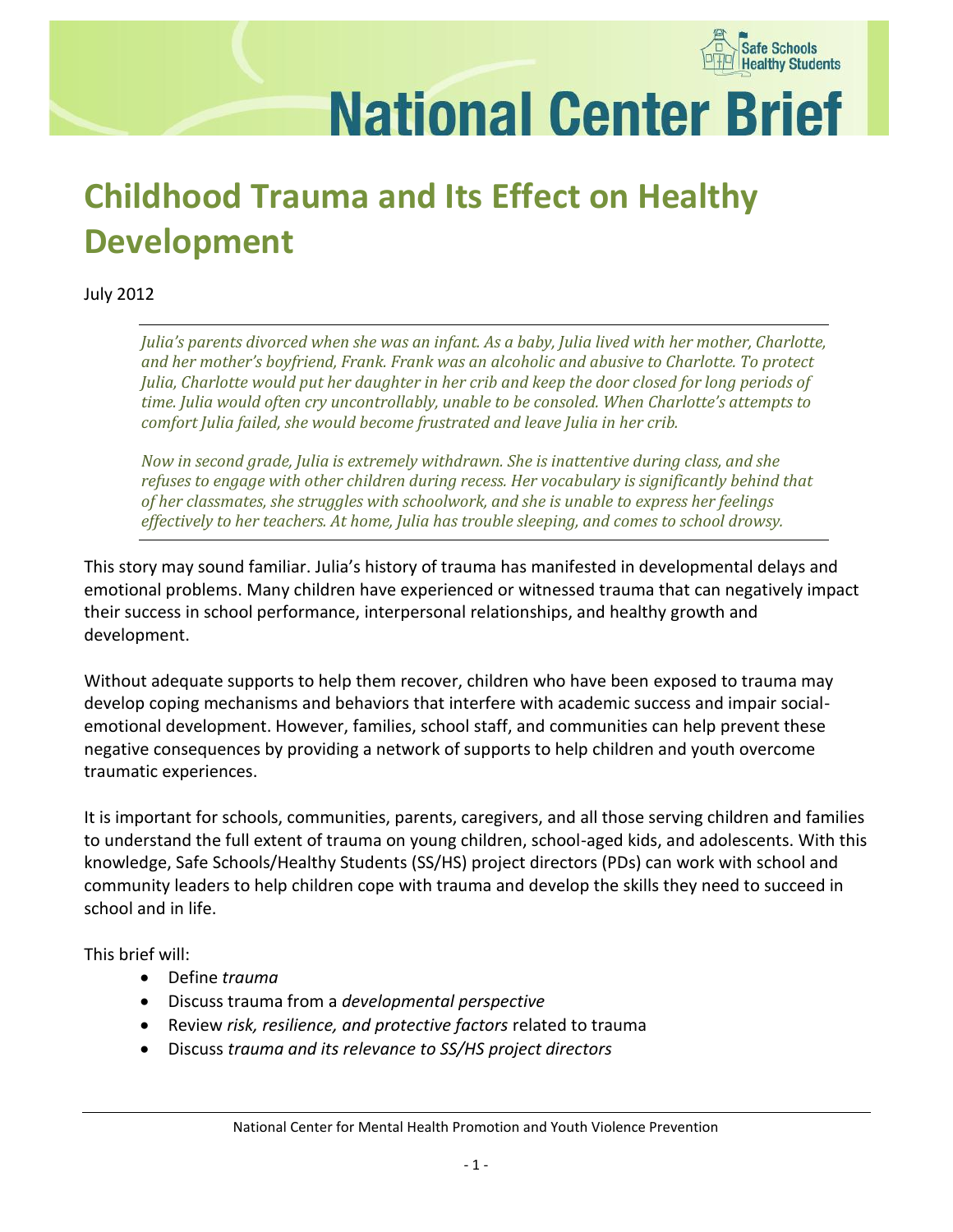# National Center Brief

# Childhood Trauma and Its Effect on Healthy Development

July 2012

---

*Julia's parents divorced when she was an infant. As a baby, Julia lived with her mother, Charlotte, and her mother's boyfriend, Frank. Frank was an alcoholic and abusive to Charlotte. To protect Julia, Charlotte would put her daughter in her crib and keep the door closed for long periods of time. Julia would often cry uncontrollably, unable to be consoled. When Charlotte's attempts to comfort Julia failed, she would become frustrated and leave Julia in her crib.*

*Now in second grade, Julia is extremely withdrawn. She is inattentive during class, and she refuses to engage with other children during recess. Her vocabulary is significantly behind that of her classmates, she struggles with schoolwork, and she is unable to express her feelings effectively to her teachers. At home, Julia has trouble sleeping, and comes to school drowsy.*

---

This story may sound familiar. Julia's history of trauma has manifested in developmental delays and emotional problems. Many children have experienced or witnessed trauma that can negatively impact their success in school performance, interpersonal relationships, and healthy growth and development.

Without adequate supports to help them recover, children who have been exposed to trauma may develop coping mechanisms and behaviors that interfere with academic success and impair social-emotional development. However, families, school staff, and communities can help prevent these negative consequences by providing a network of supports to help children and youth overcome traumatic experiences.

It is important for schools, communities, parents, caregivers, and all those serving children and families to understand the full extent of trauma on young children, school-aged kids, and adolescents. With this knowledge, Safe Schools/Healthy Students (SS/HS) project directors (PDs) can work with school and community leaders to help children cope with trauma and develop the skills they need to succeed in school and in life.

This brief will:

- Define *trauma*
- Discuss trauma from a *developmental perspective*
- Review *risk, resilience, and protective factors* related to trauma
- Discuss *trauma and its relevance to SS/HS project directors*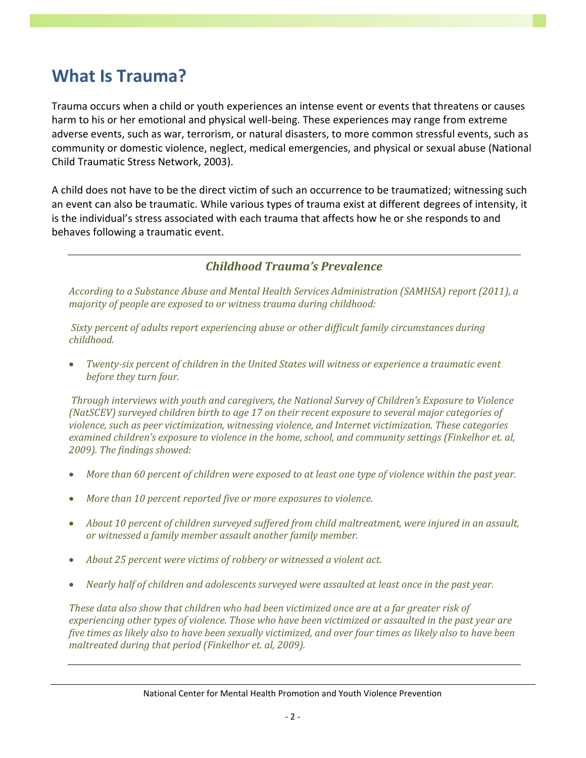# What Is Trauma?

Trauma occurs when a child or youth experiences an intense event or events that threatens or causes harm to his or her emotional and physical well-being. These experiences may range from extreme adverse events, such as war, terrorism, or natural disasters, to more common stressful events, such as community or domestic violence, neglect, medical emergencies, and physical or sexual abuse (National Child Traumatic Stress Network, 2003).

A child does not have to be the direct victim of such an occurrence to be traumatized; witnessing such an event can also be traumatic. While various types of trauma exist at different degrees of intensity, it is the individual's stress associated with each trauma that affects how he or she responds to and behaves following a traumatic event.

---

### *Childhood Trauma's Prevalence*

*According to a Substance Abuse and Mental Health Services Administration (SAMHSA) report (2011), a majority of people are exposed to or witness trauma during childhood:*

*Sixty percent of adults report experiencing abuse or other difficult family circumstances during childhood.*

- *Twenty-six percent of children in the United States will witness or experience a traumatic event before they turn four.*

*Through interviews with youth and caregivers, the National Survey of Children's Exposure to Violence (NatSCEV) surveyed children birth to age 17 on their recent exposure to several major categories of violence, such as peer victimization, witnessing violence, and Internet victimization. These categories examined children's exposure to violence in the home, school, and community settings (Finkelhor et. al, 2009). The findings showed:*

- *More than 60 percent of children were exposed to at least one type of violence within the past year.*
- *More than 10 percent reported five or more exposures to violence.*
- *About 10 percent of children surveyed suffered from child maltreatment, were injured in an assault, or witnessed a family member assault another family member.*
- *About 25 percent were victims of robbery or witnessed a violent act.*
- *Nearly half of children and adolescents surveyed were assaulted at least once in the past year.*

*These data also show that children who had been victimized once are at a far greater risk of experiencing other types of violence. Those who have been victimized or assaulted in the past year are five times as likely also to have been sexually victimized, and over four times as likely also to have been maltreated during that period (Finkelhor et. al, 2009).*

---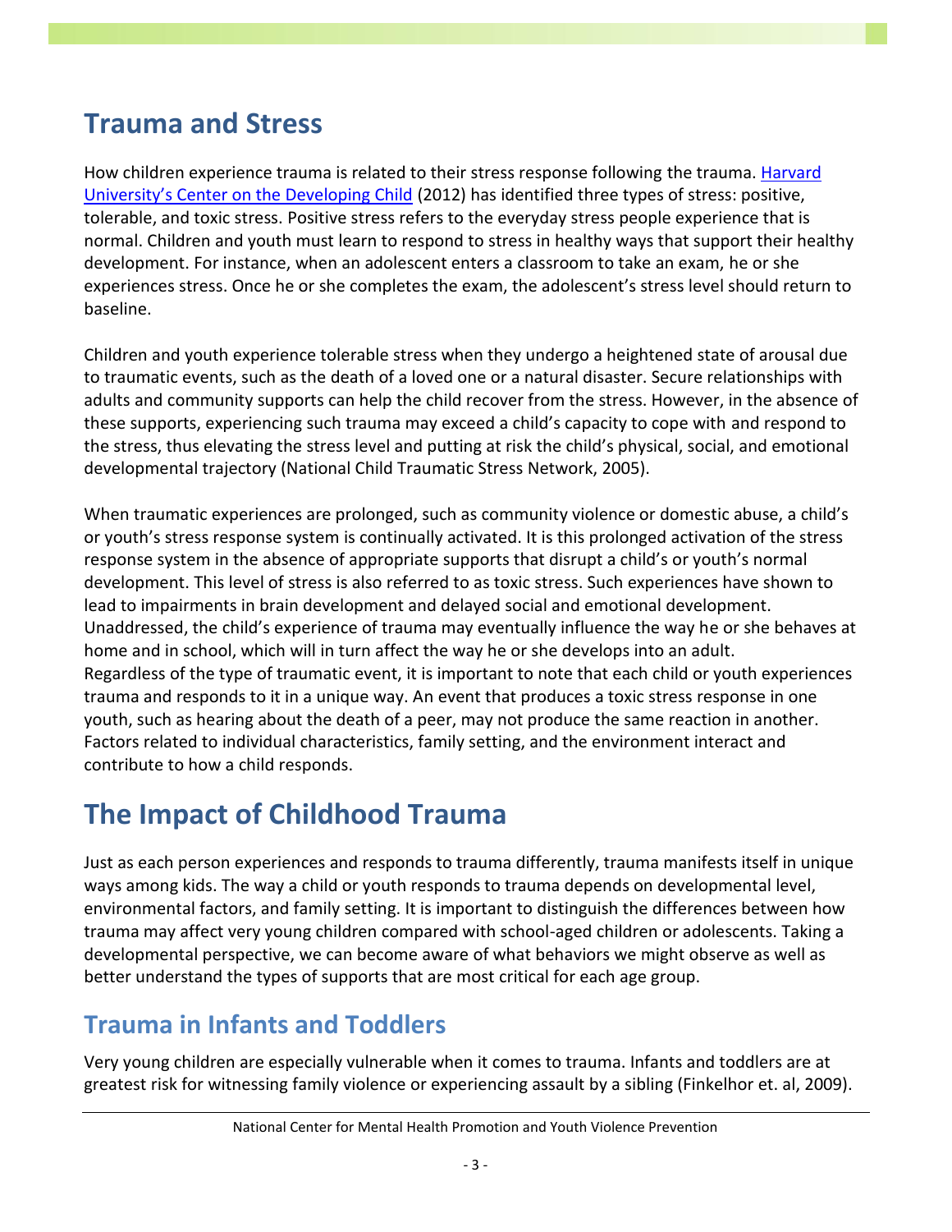# Trauma and Stress

How children experience trauma is related to their stress response following the trauma. [Harvard University's Center on the Developing Child](#) (2012) has identified three types of stress: positive, tolerable, and toxic stress. Positive stress refers to the everyday stress people experience that is normal. Children and youth must learn to respond to stress in healthy ways that support their healthy development. For instance, when an adolescent enters a classroom to take an exam, he or she experiences stress. Once he or she completes the exam, the adolescent's stress level should return to baseline.

Children and youth experience tolerable stress when they undergo a heightened state of arousal due to traumatic events, such as the death of a loved one or a natural disaster. Secure relationships with adults and community supports can help the child recover from the stress. However, in the absence of these supports, experiencing such trauma may exceed a child's capacity to cope with and respond to the stress, thus elevating the stress level and putting at risk the child's physical, social, and emotional developmental trajectory (National Child Traumatic Stress Network, 2005).

When traumatic experiences are prolonged, such as community violence or domestic abuse, a child's or youth's stress response system is continually activated. It is this prolonged activation of the stress response system in the absence of appropriate supports that disrupt a child's or youth's normal development. This level of stress is also referred to as toxic stress. Such experiences have shown to lead to impairments in brain development and delayed social and emotional development. Unaddressed, the child's experience of trauma may eventually influence the way he or she behaves at home and in school, which will in turn affect the way he or she develops into an adult.
Regardless of the type of traumatic event, it is important to note that each child or youth experiences trauma and responds to it in a unique way. An event that produces a toxic stress response in one youth, such as hearing about the death of a peer, may not produce the same reaction in another. Factors related to individual characteristics, family setting, and the environment interact and contribute to how a child responds.

# The Impact of Childhood Trauma

Just as each person experiences and responds to trauma differently, trauma manifests itself in unique ways among kids. The way a child or youth responds to trauma depends on developmental level, environmental factors, and family setting. It is important to distinguish the differences between how trauma may affect very young children compared with school-aged children or adolescents. Taking a developmental perspective, we can become aware of what behaviors we might observe as well as better understand the types of supports that are most critical for each age group.

## Trauma in Infants and Toddlers

Very young children are especially vulnerable when it comes to trauma. Infants and toddlers are at greatest risk for witnessing family violence or experiencing assault by a sibling (Finkelhor et. al, 2009).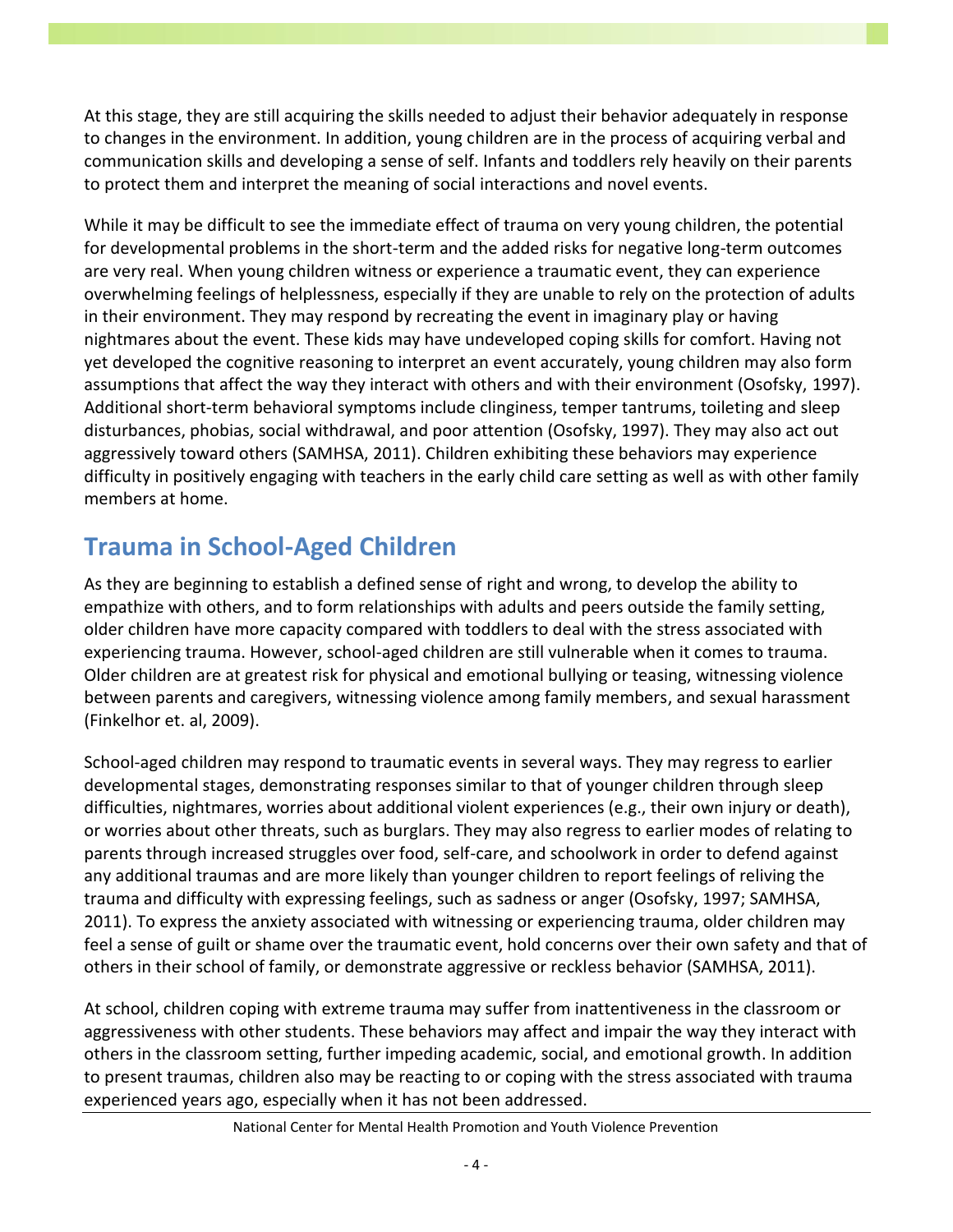At this stage, they are still acquiring the skills needed to adjust their behavior adequately in response to changes in the environment. In addition, young children are in the process of acquiring verbal and communication skills and developing a sense of self. Infants and toddlers rely heavily on their parents to protect them and interpret the meaning of social interactions and novel events.

While it may be difficult to see the immediate effect of trauma on very young children, the potential for developmental problems in the short-term and the added risks for negative long-term outcomes are very real. When young children witness or experience a traumatic event, they can experience overwhelming feelings of helplessness, especially if they are unable to rely on the protection of adults in their environment. They may respond by recreating the event in imaginary play or having nightmares about the event. These kids may have undeveloped coping skills for comfort. Having not yet developed the cognitive reasoning to interpret an event accurately, young children may also form assumptions that affect the way they interact with others and with their environment (Osofsky, 1997). Additional short-term behavioral symptoms include clinginess, temper tantrums, toileting and sleep disturbances, phobias, social withdrawal, and poor attention (Osofsky, 1997). They may also act out aggressively toward others (SAMHSA, 2011). Children exhibiting these behaviors may experience difficulty in positively engaging with teachers in the early child care setting as well as with other family members at home.

## Trauma in School-Aged Children

As they are beginning to establish a defined sense of right and wrong, to develop the ability to empathize with others, and to form relationships with adults and peers outside the family setting, older children have more capacity compared with toddlers to deal with the stress associated with experiencing trauma. However, school-aged children are still vulnerable when it comes to trauma. Older children are at greatest risk for physical and emotional bullying or teasing, witnessing violence between parents and caregivers, witnessing violence among family members, and sexual harassment (Finkelhor et. al, 2009).

School-aged children may respond to traumatic events in several ways. They may regress to earlier developmental stages, demonstrating responses similar to that of younger children through sleep difficulties, nightmares, worries about additional violent experiences (e.g., their own injury or death), or worries about other threats, such as burglars. They may also regress to earlier modes of relating to parents through increased struggles over food, self-care, and schoolwork in order to defend against any additional traumas and are more likely than younger children to report feelings of reliving the trauma and difficulty with expressing feelings, such as sadness or anger (Osofsky, 1997; SAMHSA, 2011). To express the anxiety associated with witnessing or experiencing trauma, older children may feel a sense of guilt or shame over the traumatic event, hold concerns over their own safety and that of others in their school of family, or demonstrate aggressive or reckless behavior (SAMHSA, 2011).

At school, children coping with extreme trauma may suffer from inattentiveness in the classroom or aggressiveness with other students. These behaviors may affect and impair the way they interact with others in the classroom setting, further impeding academic, social, and emotional growth. In addition to present traumas, children also may be reacting to or coping with the stress associated with trauma experienced years ago, especially when it has not been addressed.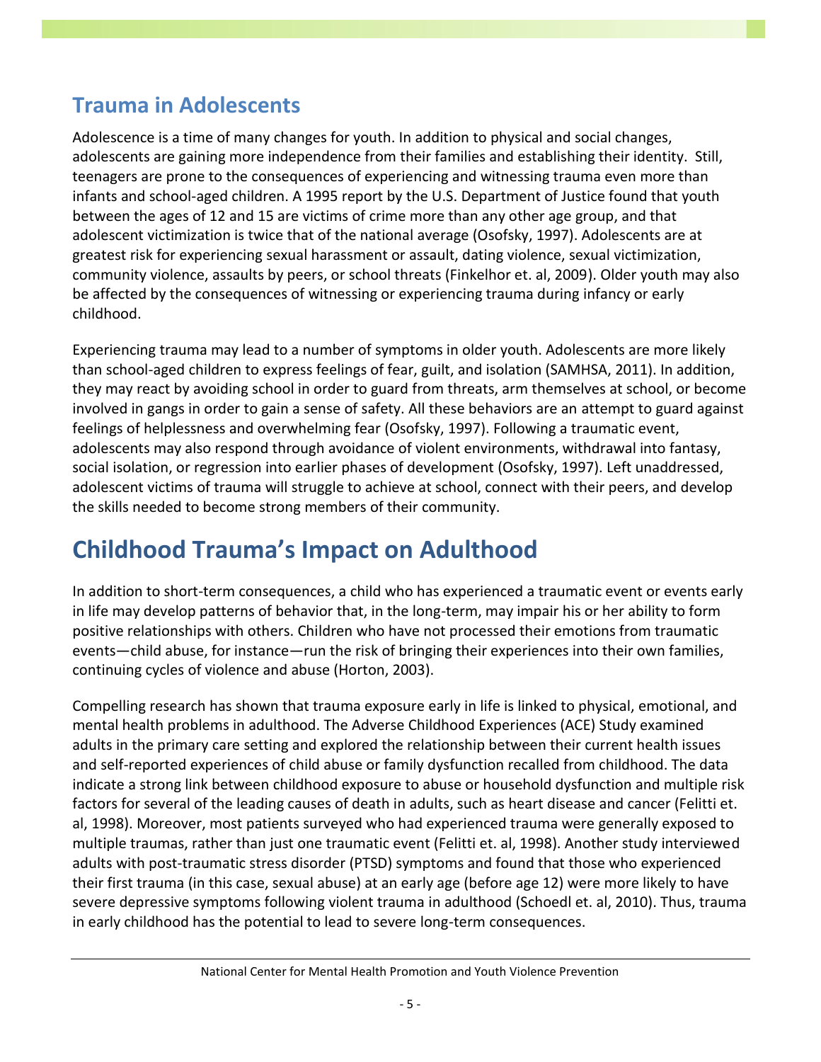## Trauma in Adolescents

Adolescence is a time of many changes for youth. In addition to physical and social changes, adolescents are gaining more independence from their families and establishing their identity. Still, teenagers are prone to the consequences of experiencing and witnessing trauma even more than infants and school-aged children. A 1995 report by the U.S. Department of Justice found that youth between the ages of 12 and 15 are victims of crime more than any other age group, and that adolescent victimization is twice that of the national average (Osofsky, 1997). Adolescents are at greatest risk for experiencing sexual harassment or assault, dating violence, sexual victimization, community violence, assaults by peers, or school threats (Finkelhor et. al, 2009). Older youth may also be affected by the consequences of witnessing or experiencing trauma during infancy or early childhood.

Experiencing trauma may lead to a number of symptoms in older youth. Adolescents are more likely than school-aged children to express feelings of fear, guilt, and isolation (SAMHSA, 2011). In addition, they may react by avoiding school in order to guard from threats, arm themselves at school, or become involved in gangs in order to gain a sense of safety. All these behaviors are an attempt to guard against feelings of helplessness and overwhelming fear (Osofsky, 1997). Following a traumatic event, adolescents may also respond through avoidance of violent environments, withdrawal into fantasy, social isolation, or regression into earlier phases of development (Osofsky, 1997). Left unaddressed, adolescent victims of trauma will struggle to achieve at school, connect with their peers, and develop the skills needed to become strong members of their community.

# Childhood Trauma's Impact on Adulthood

In addition to short-term consequences, a child who has experienced a traumatic event or events early in life may develop patterns of behavior that, in the long-term, may impair his or her ability to form positive relationships with others. Children who have not processed their emotions from traumatic events—child abuse, for instance—run the risk of bringing their experiences into their own families, continuing cycles of violence and abuse (Horton, 2003).

Compelling research has shown that trauma exposure early in life is linked to physical, emotional, and mental health problems in adulthood. The Adverse Childhood Experiences (ACE) Study examined adults in the primary care setting and explored the relationship between their current health issues and self-reported experiences of child abuse or family dysfunction recalled from childhood. The data indicate a strong link between childhood exposure to abuse or household dysfunction and multiple risk factors for several of the leading causes of death in adults, such as heart disease and cancer (Felitti et. al, 1998). Moreover, most patients surveyed who had experienced trauma were generally exposed to multiple traumas, rather than just one traumatic event (Felitti et. al, 1998). Another study interviewed adults with post-traumatic stress disorder (PTSD) symptoms and found that those who experienced their first trauma (in this case, sexual abuse) at an early age (before age 12) were more likely to have severe depressive symptoms following violent trauma in adulthood (Schoedl et. al, 2010). Thus, trauma in early childhood has the potential to lead to severe long-term consequences.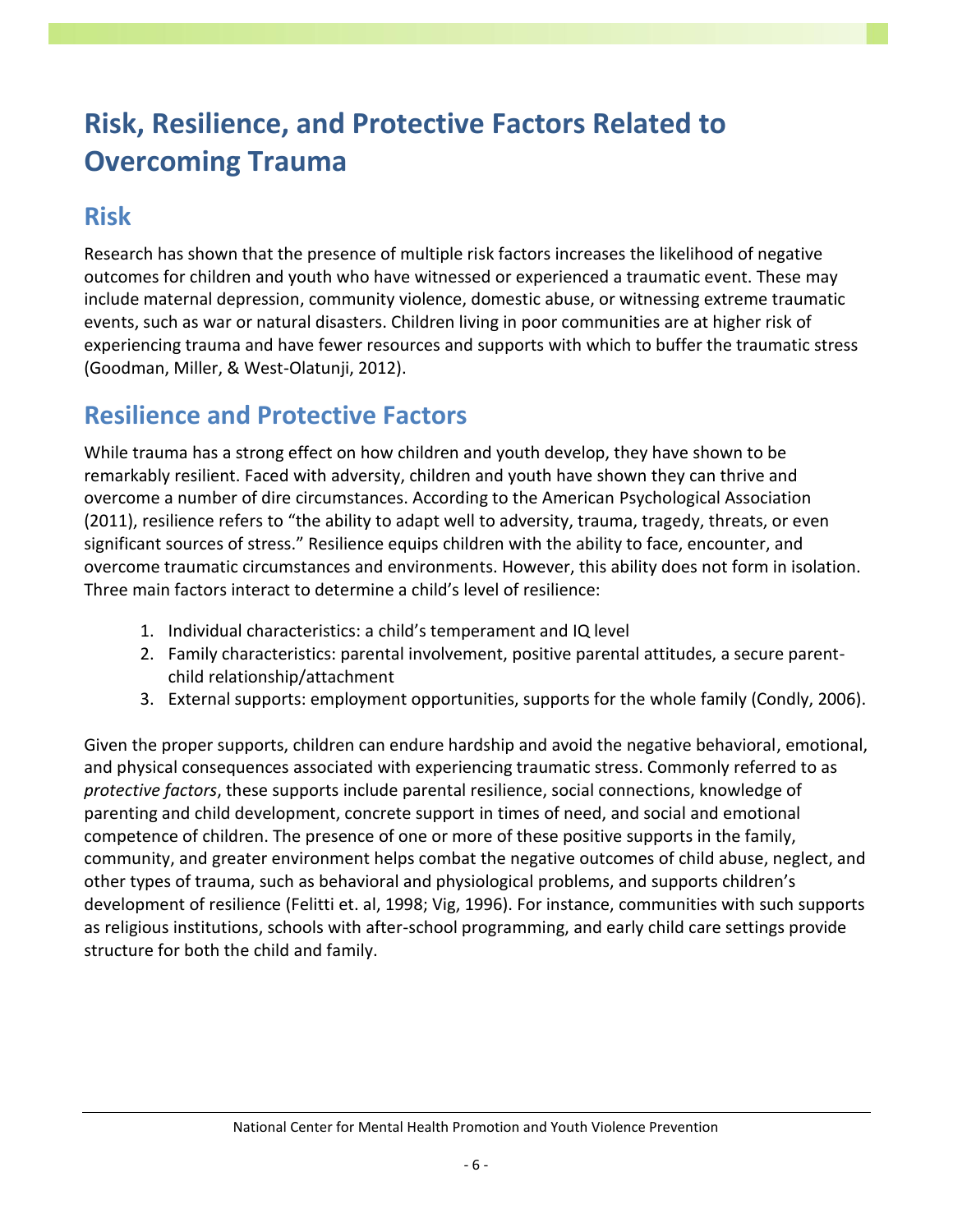# Risk, Resilience, and Protective Factors Related to Overcoming Trauma

## Risk

Research has shown that the presence of multiple risk factors increases the likelihood of negative outcomes for children and youth who have witnessed or experienced a traumatic event. These may include maternal depression, community violence, domestic abuse, or witnessing extreme traumatic events, such as war or natural disasters. Children living in poor communities are at higher risk of experiencing trauma and have fewer resources and supports with which to buffer the traumatic stress (Goodman, Miller, & West-Olatunji, 2012).

## Resilience and Protective Factors

While trauma has a strong effect on how children and youth develop, they have shown to be remarkably resilient. Faced with adversity, children and youth have shown they can thrive and overcome a number of dire circumstances. According to the American Psychological Association (2011), resilience refers to "the ability to adapt well to adversity, trauma, tragedy, threats, or even significant sources of stress." Resilience equips children with the ability to face, encounter, and overcome traumatic circumstances and environments. However, this ability does not form in isolation. Three main factors interact to determine a child's level of resilience:

1. Individual characteristics: a child's temperament and IQ level
2. Family characteristics: parental involvement, positive parental attitudes, a secure parent-child relationship/attachment
3. External supports: employment opportunities, supports for the whole family (Condly, 2006).

Given the proper supports, children can endure hardship and avoid the negative behavioral, emotional, and physical consequences associated with experiencing traumatic stress. Commonly referred to as *protective factors*, these supports include parental resilience, social connections, knowledge of parenting and child development, concrete support in times of need, and social and emotional competence of children. The presence of one or more of these positive supports in the family, community, and greater environment helps combat the negative outcomes of child abuse, neglect, and other types of trauma, such as behavioral and physiological problems, and supports children's development of resilience (Felitti et. al, 1998; Vig, 1996). For instance, communities with such supports as religious institutions, schools with after-school programming, and early child care settings provide structure for both the child and family.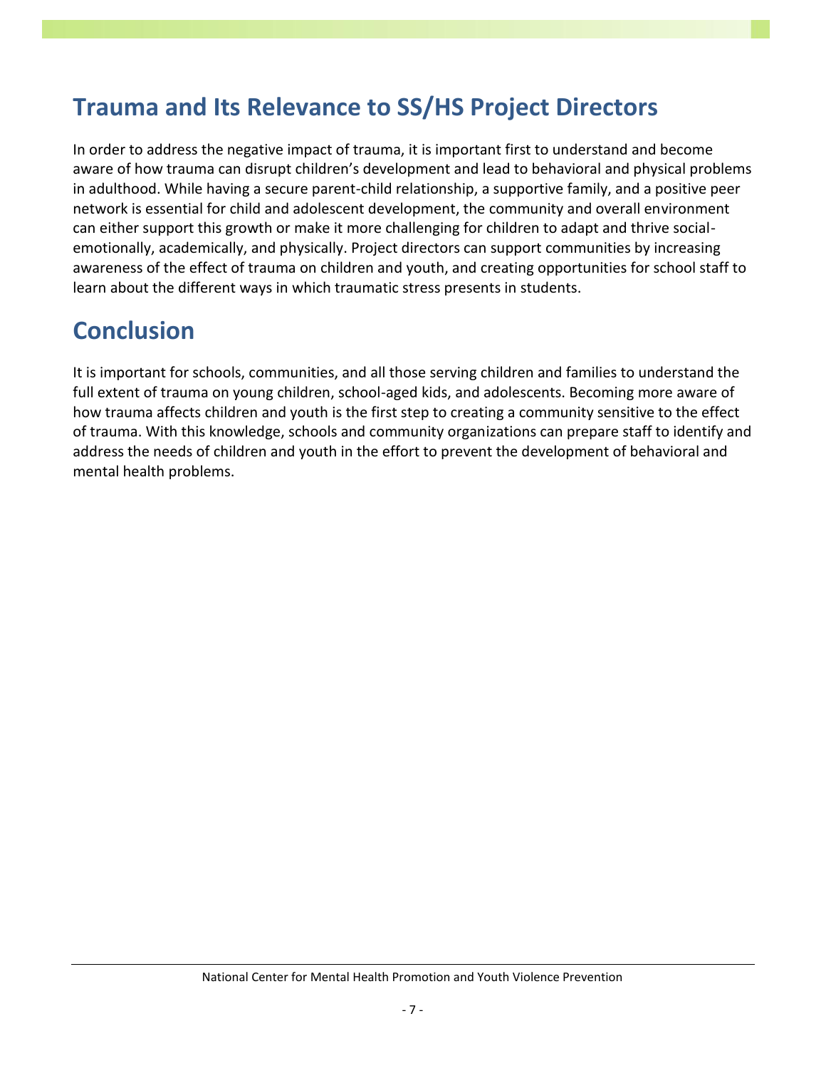## Trauma and Its Relevance to SS/HS Project Directors

In order to address the negative impact of trauma, it is important first to understand and become aware of how trauma can disrupt children's development and lead to behavioral and physical problems in adulthood. While having a secure parent-child relationship, a supportive family, and a positive peer network is essential for child and adolescent development, the community and overall environment can either support this growth or make it more challenging for children to adapt and thrive social-emotionally, academically, and physically. Project directors can support communities by increasing awareness of the effect of trauma on children and youth, and creating opportunities for school staff to learn about the different ways in which traumatic stress presents in students.

## Conclusion

It is important for schools, communities, and all those serving children and families to understand the full extent of trauma on young children, school-aged kids, and adolescents. Becoming more aware of how trauma affects children and youth is the first step to creating a community sensitive to the effect of trauma. With this knowledge, schools and community organizations can prepare staff to identify and address the needs of children and youth in the effort to prevent the development of behavioral and mental health problems.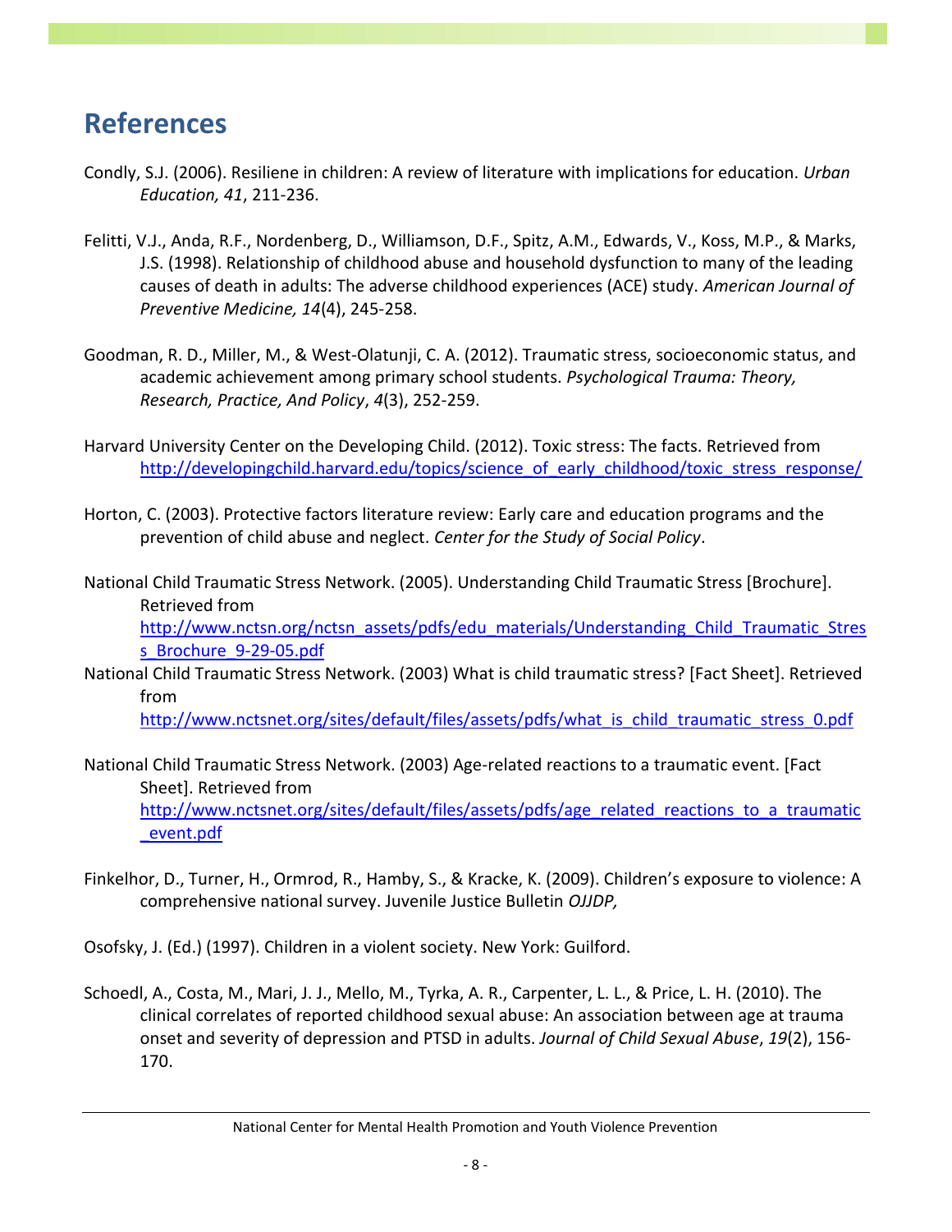# References

Condly, S.J. (2006). Resiliene in children: A review of literature with implications for education. *Urban Education, 41*, 211-236.

Felitti, V.J., Anda, R.F., Nordenberg, D., Williamson, D.F., Spitz, A.M., Edwards, V., Koss, M.P., & Marks, J.S. (1998). Relationship of childhood abuse and household dysfunction to many of the leading causes of death in adults: The adverse childhood experiences (ACE) study. *American Journal of Preventive Medicine, 14*(4), 245-258.

Goodman, R. D., Miller, M., & West-Olatunji, C. A. (2012). Traumatic stress, socioeconomic status, and academic achievement among primary school students. *Psychological Trauma: Theory, Research, Practice, And Policy*, *4*(3), 252-259.

Harvard University Center on the Developing Child. (2012). Toxic stress: The facts. Retrieved from http://developingchild.harvard.edu/topics/science_of_early_childhood/toxic_stress_response/

Horton, C. (2003). Protective factors literature review: Early care and education programs and the prevention of child abuse and neglect. *Center for the Study of Social Policy*.

National Child Traumatic Stress Network. (2005). Understanding Child Traumatic Stress [Brochure]. Retrieved from http://www.nctsn.org/nctsn_assets/pdfs/edu_materials/Understanding_Child_Traumatic_Stress_Brochure_9-29-05.pdf

National Child Traumatic Stress Network. (2003) What is child traumatic stress? [Fact Sheet]. Retrieved from http://www.nctsnet.org/sites/default/files/assets/pdfs/what_is_child_traumatic_stress_0.pdf

National Child Traumatic Stress Network. (2003) Age-related reactions to a traumatic event. [Fact Sheet]. Retrieved from http://www.nctsnet.org/sites/default/files/assets/pdfs/age_related_reactions_to_a_traumatic_event.pdf

Finkelhor, D., Turner, H., Ormrod, R., Hamby, S., & Kracke, K. (2009). Children's exposure to violence: A comprehensive national survey. Juvenile Justice Bulletin *OJJDP,*

Osofsky, J. (Ed.) (1997). Children in a violent society. New York: Guilford.

Schoedl, A., Costa, M., Mari, J. J., Mello, M., Tyrka, A. R., Carpenter, L. L., & Price, L. H. (2010). The clinical correlates of reported childhood sexual abuse: An association between age at trauma onset and severity of depression and PTSD in adults. *Journal of Child Sexual Abuse*, *19*(2), 156-170.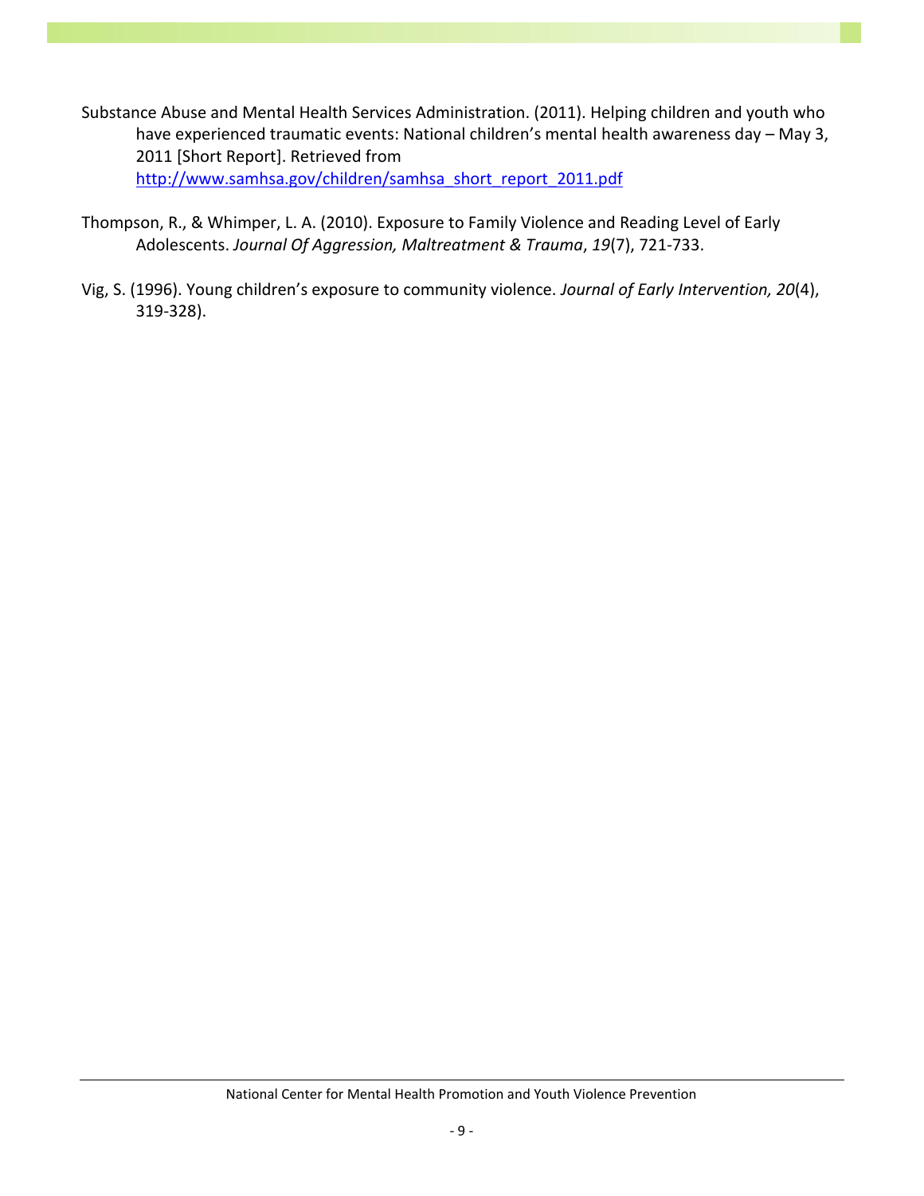Substance Abuse and Mental Health Services Administration. (2011). Helping children and youth who have experienced traumatic events: National children's mental health awareness day – May 3, 2011 [Short Report]. Retrieved from http://www.samhsa.gov/children/samhsa_short_report_2011.pdf

Thompson, R., & Whimper, L. A. (2010). Exposure to Family Violence and Reading Level of Early Adolescents. *Journal Of Aggression, Maltreatment & Trauma*, *19*(7), 721-733.

Vig, S. (1996). Young children's exposure to community violence. *Journal of Early Intervention, 20*(4), 319-328).